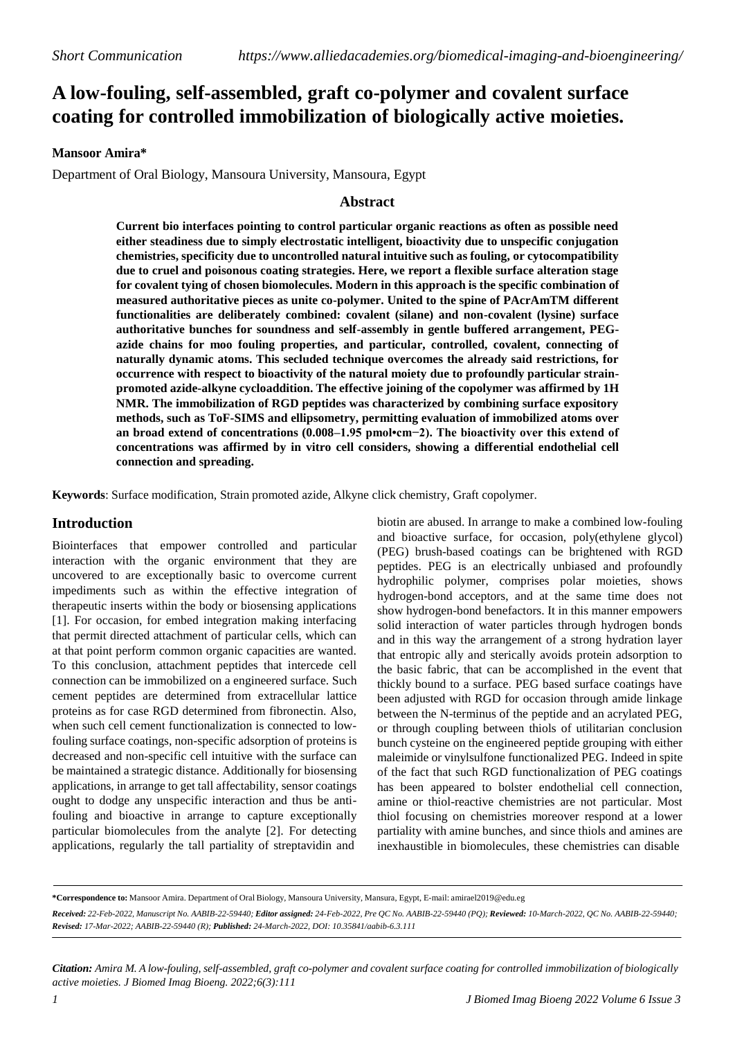*Short Communication* *https://www.alliedacademies.org/biomedical-imaging-and-bioengineering/*

# A low-fouling, self-assembled, graft co-polymer and covalent surface coating for controlled immobilization of biologically active moieties.

**Mansoor Amira***

Department of Oral Biology, Mansoura University, Mansoura, Egypt

## Abstract

**Current bio interfaces pointing to control particular organic reactions as often as possible need either steadiness due to simply electrostatic intelligent, bioactivity due to unspecific conjugation chemistries, specificity due to uncontrolled natural intuitive such as fouling, or cytocompatibility due to cruel and poisonous coating strategies. Here, we report a flexible surface alteration stage for covalent tying of chosen biomolecules. Modern in this approach is the specific combination of measured authoritative pieces as unite co-polymer. United to the spine of PAcrAmTM different functionalities are deliberately combined: covalent (silane) and non-covalent (lysine) surface authoritative bunches for soundness and self-assembly in gentle buffered arrangement, PEG-azide chains for moo fouling properties, and particular, controlled, covalent, connecting of naturally dynamic atoms. This secluded technique overcomes the already said restrictions, for occurrence with respect to bioactivity of the natural moiety due to profoundly particular strain-promoted azide-alkyne cycloaddition. The effective joining of the copolymer was affirmed by 1H NMR. The immobilization of RGD peptides was characterized by combining surface expository methods, such as ToF-SIMS and ellipsometry, permitting evaluation of immobilized atoms over an broad extend of concentrations (0.008–1.95 pmol•cm−2). The bioactivity over this extend of concentrations was affirmed by in vitro cell considers, showing a differential endothelial cell connection and spreading.**

**Keywords**: Surface modification, Strain promoted azide, Alkyne click chemistry, Graft copolymer.

## Introduction

Biointerfaces that empower controlled and particular interaction with the organic environment that they are uncovered to are exceptionally basic to overcome current impediments such as within the effective integration of therapeutic inserts within the body or biosensing applications [1]. For occasion, for embed integration making interfacing that permit directed attachment of particular cells, which can at that point perform common organic capacities are wanted. To this conclusion, attachment peptides that intercede cell connection can be immobilized on a engineered surface. Such cement peptides are determined from extracellular lattice proteins as for case RGD determined from fibronectin. Also, when such cell cement functionalization is connected to low-fouling surface coatings, non-specific adsorption of proteins is decreased and non-specific cell intuitive with the surface can be maintained a strategic distance. Additionally for biosensing applications, in arrange to get tall affectability, sensor coatings ought to dodge any unspecific interaction and thus be anti-fouling and bioactive in arrange to capture exceptionally particular biomolecules from the analyte [2]. For detecting applications, regularly the tall partiality of streptavidin and biotin are abused. In arrange to make a combined low-fouling and bioactive surface, for occasion, poly(ethylene glycol) (PEG) brush-based coatings can be brightened with RGD peptides. PEG is an electrically unbiased and profoundly hydrophilic polymer, comprises polar moieties, shows hydrogen-bond acceptors, and at the same time does not show hydrogen-bond benefactors. It in this manner empowers solid interaction of water particles through hydrogen bonds and in this way the arrangement of a strong hydration layer that entropic ally and sterically avoids protein adsorption to the basic fabric, that can be accomplished in the event that thickly bound to a surface. PEG based surface coatings have been adjusted with RGD for occasion through amide linkage between the N-terminus of the peptide and an acrylated PEG, or through coupling between thiols of utilitarian conclusion bunch cysteine on the engineered peptide grouping with either maleimide or vinylsulfone functionalized PEG. Indeed in spite of the fact that such RGD functionalization of PEG coatings has been appeared to bolster endothelial cell connection, amine or thiol-reactive chemistries are not particular. Most thiol focusing on chemistries moreover respond at a lower partiality with amine bunches, and since thiols and amines are inexhaustible in biomolecules, these chemistries can disable

---

***Correspondence to:** Mansoor Amira. Department of Oral Biology, Mansoura University, Mansura, Egypt, E-mail: amirael2019@edu.eg

***Received:** 22-Feb-2022, Manuscript No. AABIB-22-59440; **Editor assigned:** 24-Feb-2022, Pre QC No. AABIB-22-59440 (PQ); **Reviewed:** 10-March-2022, QC No. AABIB-22-59440; **Revised:** 17-Mar-2022; AABIB-22-59440 (R); **Published:** 24-March-2022, DOI: 10.35841/aabib-6.3.111*

***Citation:** Amira M. A low-fouling, self-assembled, graft co-polymer and covalent surface coating for controlled immobilization of biologically active moieties. J Biomed Imag Bioeng. 2022;6(3):111*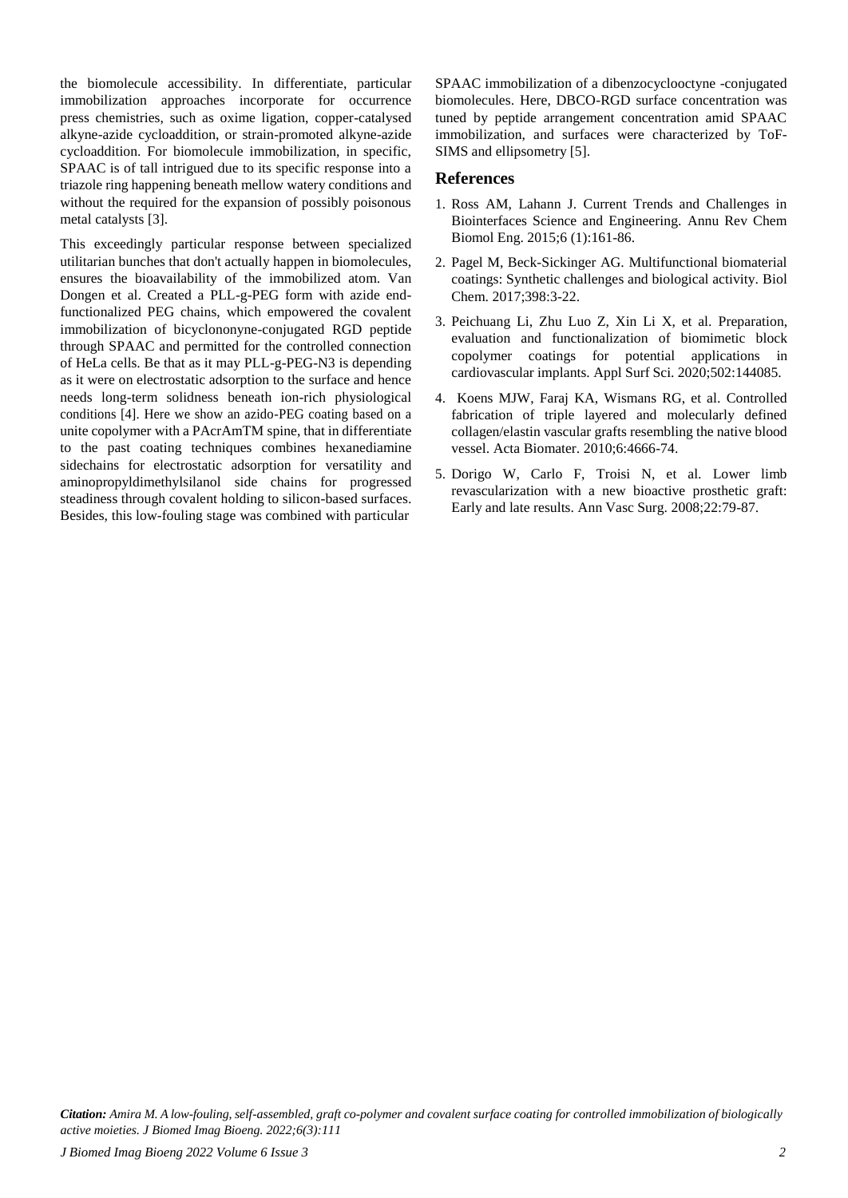the biomolecule accessibility. In differentiate, particular immobilization approaches incorporate for occurrence press chemistries, such as oxime ligation, copper-catalysed alkyne-azide cycloaddition, or strain-promoted alkyne-azide cycloaddition. For biomolecule immobilization, in specific, SPAAC is of tall intrigued due to its specific response into a triazole ring happening beneath mellow watery conditions and without the required for the expansion of possibly poisonous metal catalysts [3].

This exceedingly particular response between specialized utilitarian bunches that don't actually happen in biomolecules, ensures the bioavailability of the immobilized atom. Van Dongen et al. Created a PLL-g-PEG form with azide end-functionalized PEG chains, which empowered the covalent immobilization of bicyclononyne-conjugated RGD peptide through SPAAC and permitted for the controlled connection of HeLa cells. Be that as it may PLL-g-PEG-N3 is depending as it were on electrostatic adsorption to the surface and hence needs long-term solidness beneath ion-rich physiological conditions [4]. Here we show an azido-PEG coating based on a unite copolymer with a PAcrAmTM spine, that in differentiate to the past coating techniques combines hexanediamine sidechains for electrostatic adsorption for versatility and aminopropyldimethylsilanol side chains for progressed steadiness through covalent holding to silicon-based surfaces. Besides, this low-fouling stage was combined with particular SPAAC immobilization of a dibenzocyclooctyne -conjugated biomolecules. Here, DBCO-RGD surface concentration was tuned by peptide arrangement concentration amid SPAAC immobilization, and surfaces were characterized by ToF-SIMS and ellipsometry [5].

## References

1. Ross AM, Lahann J. Current Trends and Challenges in Biointerfaces Science and Engineering. Annu Rev Chem Biomol Eng. 2015;6 (1):161-86.
2. Pagel M, Beck-Sickinger AG. Multifunctional biomaterial coatings: Synthetic challenges and biological activity. Biol Chem. 2017;398:3-22.
3. Peichuang Li, Zhu Luo Z, Xin Li X, et al. Preparation, evaluation and functionalization of biomimetic block copolymer coatings for potential applications in cardiovascular implants. Appl Surf Sci. 2020;502:144085.
4. Koens MJW, Faraj KA, Wismans RG, et al. Controlled fabrication of triple layered and molecularly defined collagen/elastin vascular grafts resembling the native blood vessel. Acta Biomater. 2010;6:4666-74.
5. Dorigo W, Carlo F, Troisi N, et al. Lower limb revascularization with a new bioactive prosthetic graft: Early and late results. Ann Vasc Surg. 2008;22:79-87.

***Citation:*** *Amira M. A low-fouling, self-assembled, graft co-polymer and covalent surface coating for controlled immobilization of biologically active moieties. J Biomed Imag Bioeng. 2022;6(3):111*